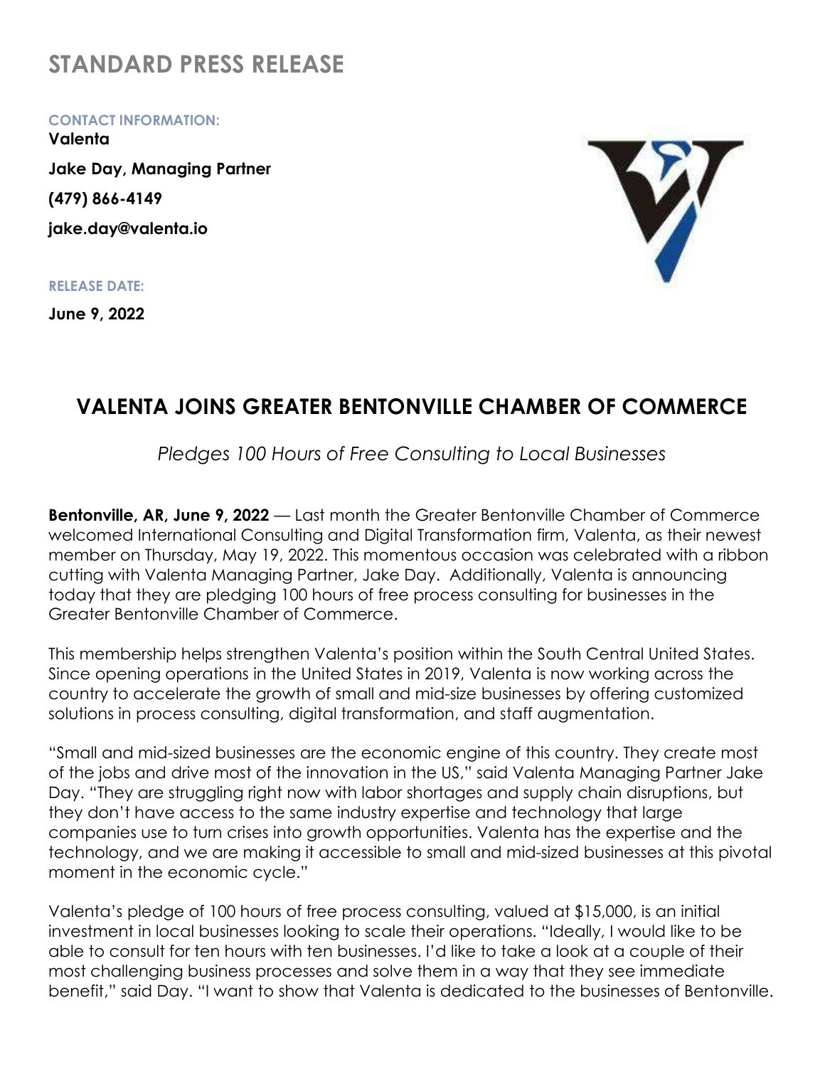# STANDARD PRESS RELEASE

**CONTACT INFORMATION:**

**Valenta**

**Jake Day, Managing Partner**

**(479) 866-4149**

**jake.day@valenta.io**

**RELEASE DATE:**

**June 9, 2022**

## VALENTA JOINS GREATER BENTONVILLE CHAMBER OF COMMERCE

*Pledges 100 Hours of Free Consulting to Local Businesses*

**Bentonville, AR, June 9, 2022** — Last month the Greater Bentonville Chamber of Commerce welcomed International Consulting and Digital Transformation firm, Valenta, as their newest member on Thursday, May 19, 2022. This momentous occasion was celebrated with a ribbon cutting with Valenta Managing Partner, Jake Day. Additionally, Valenta is announcing today that they are pledging 100 hours of free process consulting for businesses in the Greater Bentonville Chamber of Commerce.

This membership helps strengthen Valenta's position within the South Central United States. Since opening operations in the United States in 2019, Valenta is now working across the country to accelerate the growth of small and mid-size businesses by offering customized solutions in process consulting, digital transformation, and staff augmentation.

"Small and mid-sized businesses are the economic engine of this country. They create most of the jobs and drive most of the innovation in the US," said Valenta Managing Partner Jake Day. "They are struggling right now with labor shortages and supply chain disruptions, but they don't have access to the same industry expertise and technology that large companies use to turn crises into growth opportunities. Valenta has the expertise and the technology, and we are making it accessible to small and mid-sized businesses at this pivotal moment in the economic cycle."

Valenta's pledge of 100 hours of free process consulting, valued at $15,000, is an initial investment in local businesses looking to scale their operations. "Ideally, I would like to be able to consult for ten hours with ten businesses. I'd like to take a look at a couple of their most challenging business processes and solve them in a way that they see immediate benefit," said Day. "I want to show that Valenta is dedicated to the businesses of Bentonville.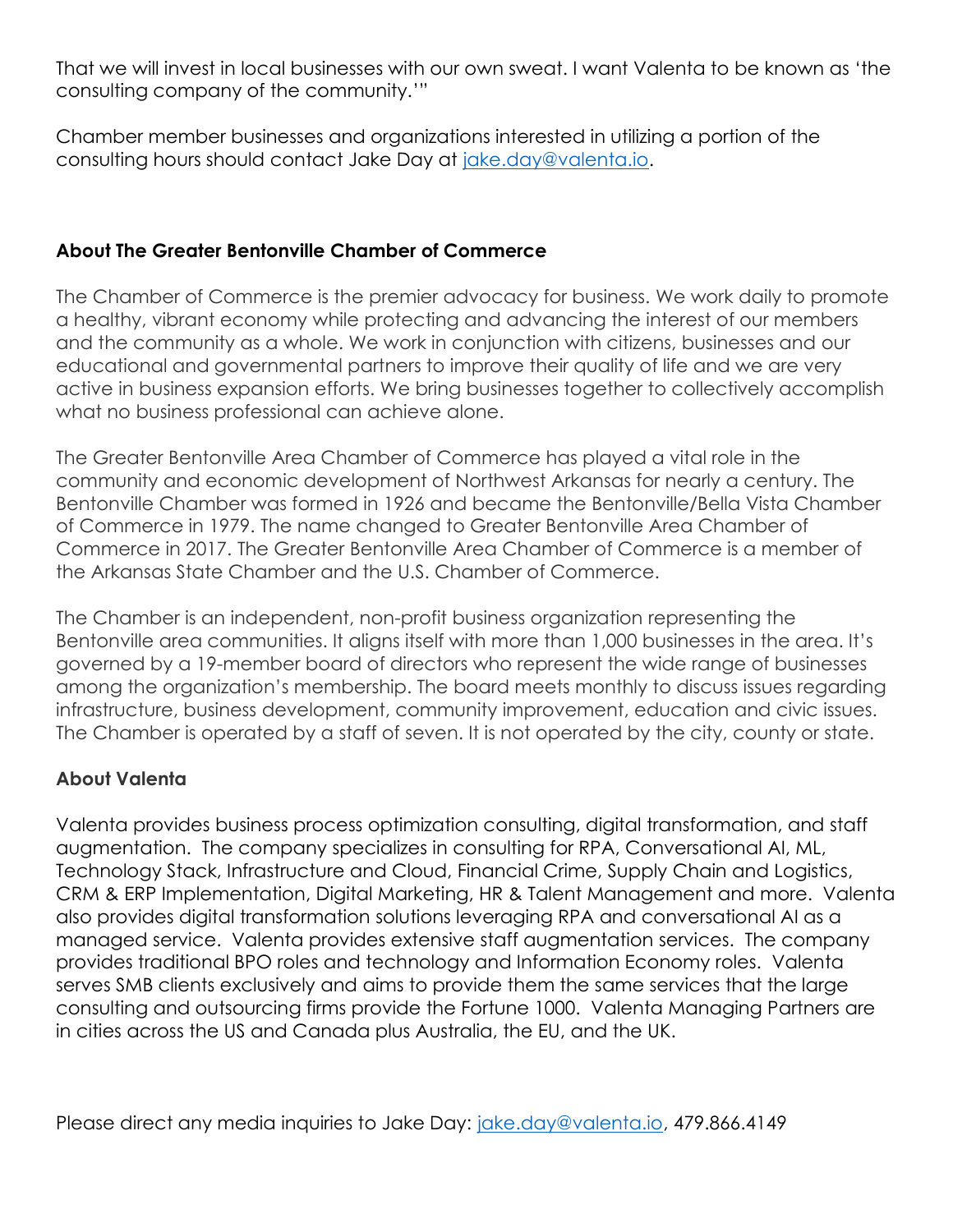That we will invest in local businesses with our own sweat. I want Valenta to be known as 'the consulting company of the community.'"

Chamber member businesses and organizations interested in utilizing a portion of the consulting hours should contact Jake Day at [jake.day@valenta.io](mailto:jake.day@valenta.io).

**About The Greater Bentonville Chamber of Commerce**

The Chamber of Commerce is the premier advocacy for business. We work daily to promote a healthy, vibrant economy while protecting and advancing the interest of our members and the community as a whole. We work in conjunction with citizens, businesses and our educational and governmental partners to improve their quality of life and we are very active in business expansion efforts. We bring businesses together to collectively accomplish what no business professional can achieve alone.

The Greater Bentonville Area Chamber of Commerce has played a vital role in the community and economic development of Northwest Arkansas for nearly a century. The Bentonville Chamber was formed in 1926 and became the Bentonville/Bella Vista Chamber of Commerce in 1979. The name changed to Greater Bentonville Area Chamber of Commerce in 2017. The Greater Bentonville Area Chamber of Commerce is a member of the Arkansas State Chamber and the U.S. Chamber of Commerce.

The Chamber is an independent, non-profit business organization representing the Bentonville area communities. It aligns itself with more than 1,000 businesses in the area. It's governed by a 19-member board of directors who represent the wide range of businesses among the organization's membership. The board meets monthly to discuss issues regarding infrastructure, business development, community improvement, education and civic issues. The Chamber is operated by a staff of seven. It is not operated by the city, county or state.

**About Valenta**

Valenta provides business process optimization consulting, digital transformation, and staff augmentation. The company specializes in consulting for RPA, Conversational AI, ML, Technology Stack, Infrastructure and Cloud, Financial Crime, Supply Chain and Logistics, CRM & ERP Implementation, Digital Marketing, HR & Talent Management and more. Valenta also provides digital transformation solutions leveraging RPA and conversational AI as a managed service. Valenta provides extensive staff augmentation services. The company provides traditional BPO roles and technology and Information Economy roles. Valenta serves SMB clients exclusively and aims to provide them the same services that the large consulting and outsourcing firms provide the Fortune 1000. Valenta Managing Partners are in cities across the US and Canada plus Australia, the EU, and the UK.

Please direct any media inquiries to Jake Day: [jake.day@valenta.io](mailto:jake.day@valenta.io), 479.866.4149